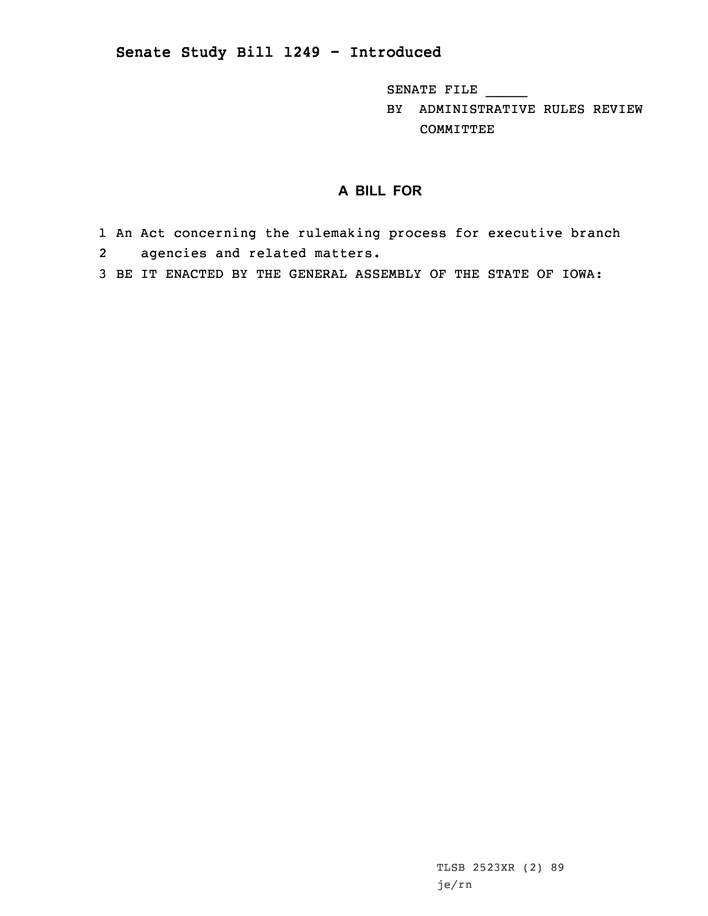# Senate Study Bill 1249 - Introduced

SENATE FILE _____

BY ADMINISTRATIVE RULES REVIEW COMMITTEE

## A BILL FOR

1 An Act concerning the rulemaking process for executive branch
2 agencies and related matters.
3 BE IT ENACTED BY THE GENERAL ASSEMBLY OF THE STATE OF IOWA:

TLSB 2523XR (2) 89
je/rn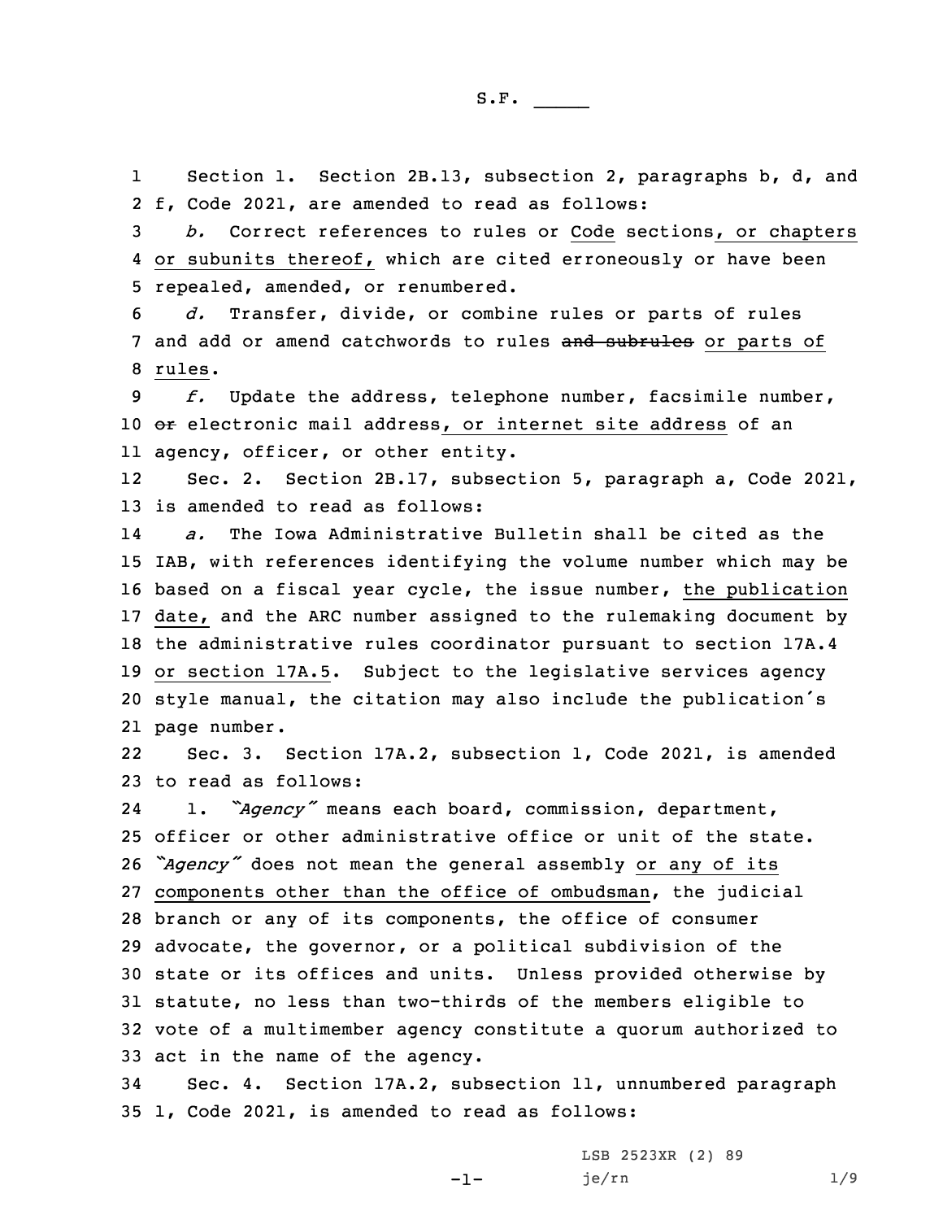S.F. _____

Section 1. Section 2B.13, subsection 2, paragraphs b, d, and f, Code 2021, are amended to read as follows:

*b.* Correct references to rules or Code sections, or chapters or subunits thereof, which are cited erroneously or have been repealed, amended, or renumbered.

*d.* Transfer, divide, or combine rules or parts of rules and add or amend catchwords to rules ~~and subrules~~ or parts of rules.

*f.* Update the address, telephone number, facsimile number, ~~or~~ electronic mail address, or internet site address of an agency, officer, or other entity.

Sec. 2. Section 2B.17, subsection 5, paragraph a, Code 2021, is amended to read as follows:

*a.* The Iowa Administrative Bulletin shall be cited as the IAB, with references identifying the volume number which may be based on a fiscal year cycle, the issue number, the publication date, and the ARC number assigned to the rulemaking document by the administrative rules coordinator pursuant to section 17A.4 or section 17A.5. Subject to the legislative services agency style manual, the citation may also include the publication's page number.

Sec. 3. Section 17A.2, subsection 1, Code 2021, is amended to read as follows:

1. *"Agency"* means each board, commission, department, officer or other administrative office or unit of the state. *"Agency"* does not mean the general assembly or any of its components other than the office of ombudsman, the judicial branch or any of its components, the office of consumer advocate, the governor, or a political subdivision of the state or its offices and units. Unless provided otherwise by statute, no less than two-thirds of the members eligible to vote of a multimember agency constitute a quorum authorized to act in the name of the agency.

Sec. 4. Section 17A.2, subsection 11, unnumbered paragraph 1, Code 2021, is amended to read as follows:

LSB 2523XR (2) 89
je/rn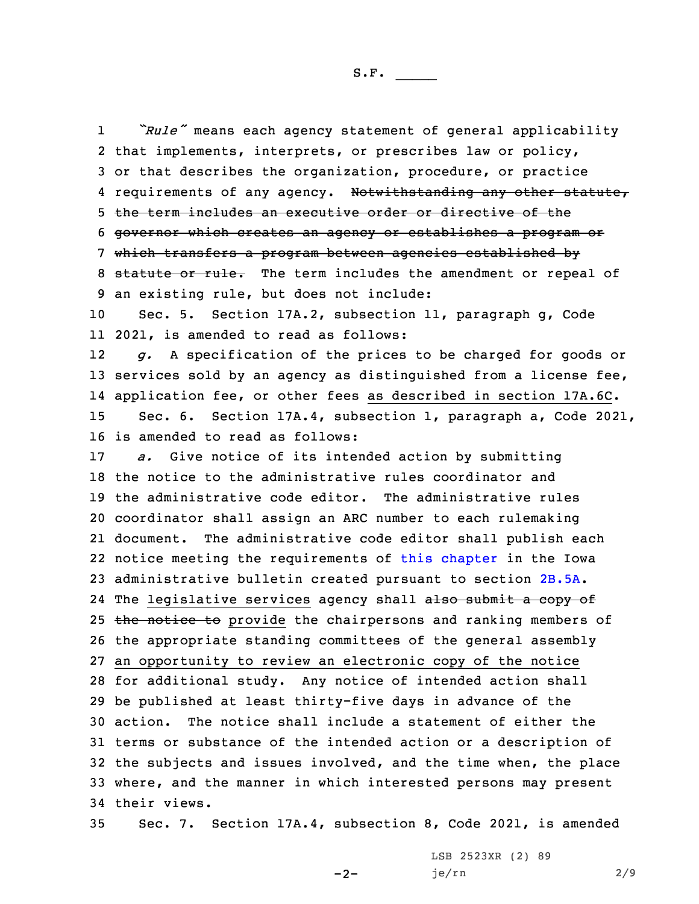*"Rule"* means each agency statement of general applicability that implements, interprets, or prescribes law or policy, or that describes the organization, procedure, or practice requirements of any agency. ~~Notwithstanding any other statute, the term includes an executive order or directive of the governor which creates an agency or establishes a program or which transfers a program between agencies established by statute or rule.~~ The term includes the amendment or repeal of an existing rule, but does not include:

Sec. 5. Section 17A.2, subsection 11, paragraph g, Code 2021, is amended to read as follows:

*g.* A specification of the prices to be charged for goods or services sold by an agency as distinguished from a license fee, application fee, or other fees as described in section 17A.6C.

Sec. 6. Section 17A.4, subsection 1, paragraph a, Code 2021, is amended to read as follows:

*a.* Give notice of its intended action by submitting the notice to the administrative rules coordinator and the administrative code editor. The administrative rules coordinator shall assign an ARC number to each rulemaking document. The administrative code editor shall publish each notice meeting the requirements of this chapter in the Iowa administrative bulletin created pursuant to section 2B.5A. The legislative services agency shall ~~also submit a copy of the notice to~~ provide the chairpersons and ranking members of the appropriate standing committees of the general assembly an opportunity to review an electronic copy of the notice for additional study. Any notice of intended action shall be published at least thirty-five days in advance of the action. The notice shall include a statement of either the terms or substance of the intended action or a description of the subjects and issues involved, and the time when, the place where, and the manner in which interested persons may present their views.

Sec. 7. Section 17A.4, subsection 8, Code 2021, is amended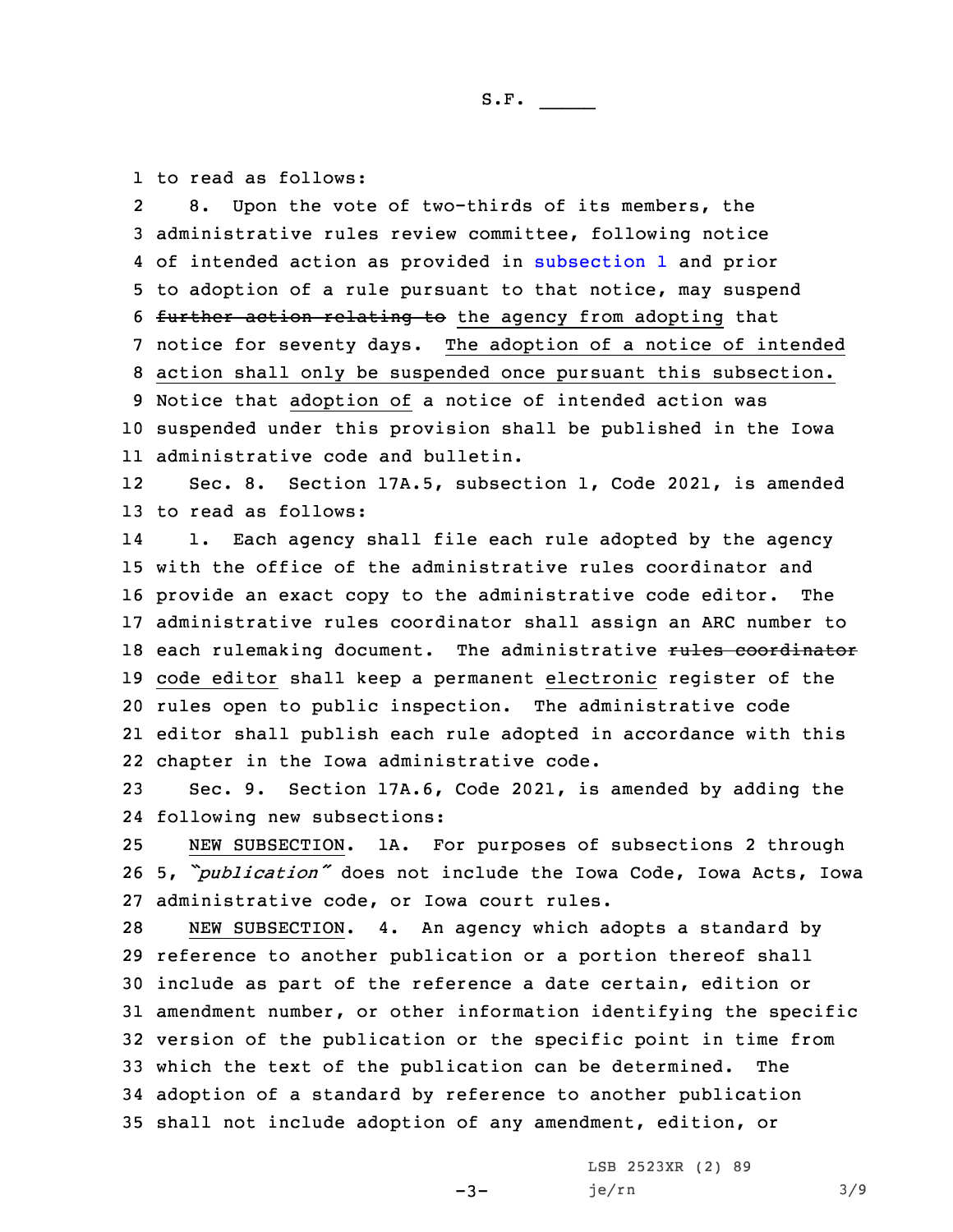to read as follows:

8. Upon the vote of two-thirds of its members, the administrative rules review committee, following notice of intended action as provided in subsection 1 and prior to adoption of a rule pursuant to that notice, may suspend ~~further action relating to~~ the agency from adopting that notice for seventy days. The adoption of a notice of intended action shall only be suspended once pursuant this subsection. Notice that adoption of a notice of intended action was suspended under this provision shall be published in the Iowa administrative code and bulletin.

Sec. 8. Section 17A.5, subsection 1, Code 2021, is amended to read as follows:

1. Each agency shall file each rule adopted by the agency with the office of the administrative rules coordinator and provide an exact copy to the administrative code editor. The administrative rules coordinator shall assign an ARC number to each rulemaking document. The administrative ~~rules coordinator~~ code editor shall keep a permanent electronic register of the rules open to public inspection. The administrative code editor shall publish each rule adopted in accordance with this chapter in the Iowa administrative code.

Sec. 9. Section 17A.6, Code 2021, is amended by adding the following new subsections:

NEW SUBSECTION. 1A. For purposes of subsections 2 through 5, *"publication"* does not include the Iowa Code, Iowa Acts, Iowa administrative code, or Iowa court rules.

NEW SUBSECTION. 4. An agency which adopts a standard by reference to another publication or a portion thereof shall include as part of the reference a date certain, edition or amendment number, or other information identifying the specific version of the publication or the specific point in time from which the text of the publication can be determined. The adoption of a standard by reference to another publication shall not include adoption of any amendment, edition, or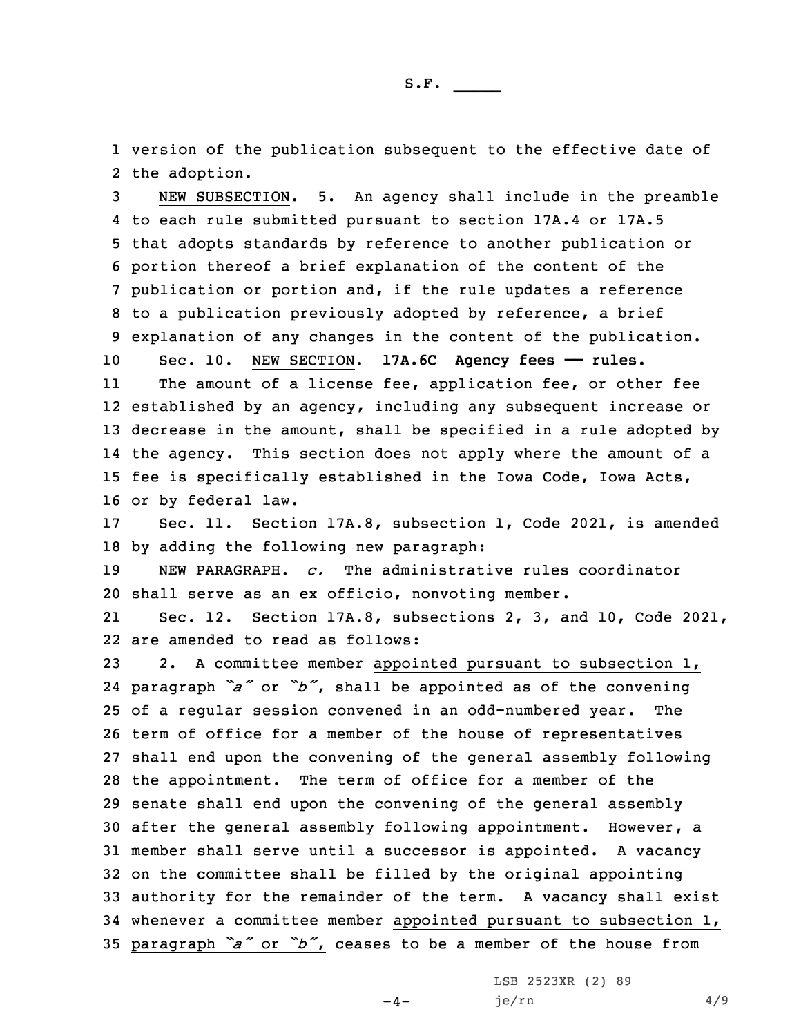version of the publication subsequent to the effective date of the adoption.

NEW SUBSECTION. 5. An agency shall include in the preamble to each rule submitted pursuant to section 17A.4 or 17A.5 that adopts standards by reference to another publication or portion thereof a brief explanation of the content of the publication or portion and, if the rule updates a reference to a publication previously adopted by reference, a brief explanation of any changes in the content of the publication.

Sec. 10. NEW SECTION. **17A.6C Agency fees — rules.**

The amount of a license fee, application fee, or other fee established by an agency, including any subsequent increase or decrease in the amount, shall be specified in a rule adopted by the agency. This section does not apply where the amount of a fee is specifically established in the Iowa Code, Iowa Acts, or by federal law.

Sec. 11. Section 17A.8, subsection 1, Code 2021, is amended by adding the following new paragraph:

NEW PARAGRAPH. *c.* The administrative rules coordinator shall serve as an ex officio, nonvoting member.

Sec. 12. Section 17A.8, subsections 2, 3, and 10, Code 2021, are amended to read as follows:

2. A committee member appointed pursuant to subsection 1, paragraph *"a"* or *"b"*, shall be appointed as of the convening of a regular session convened in an odd-numbered year. The term of office for a member of the house of representatives shall end upon the convening of the general assembly following the appointment. The term of office for a member of the senate shall end upon the convening of the general assembly after the general assembly following appointment. However, a member shall serve until a successor is appointed. A vacancy on the committee shall be filled by the original appointing authority for the remainder of the term. A vacancy shall exist whenever a committee member appointed pursuant to subsection 1, paragraph *"a"* or *"b"*, ceases to be a member of the house from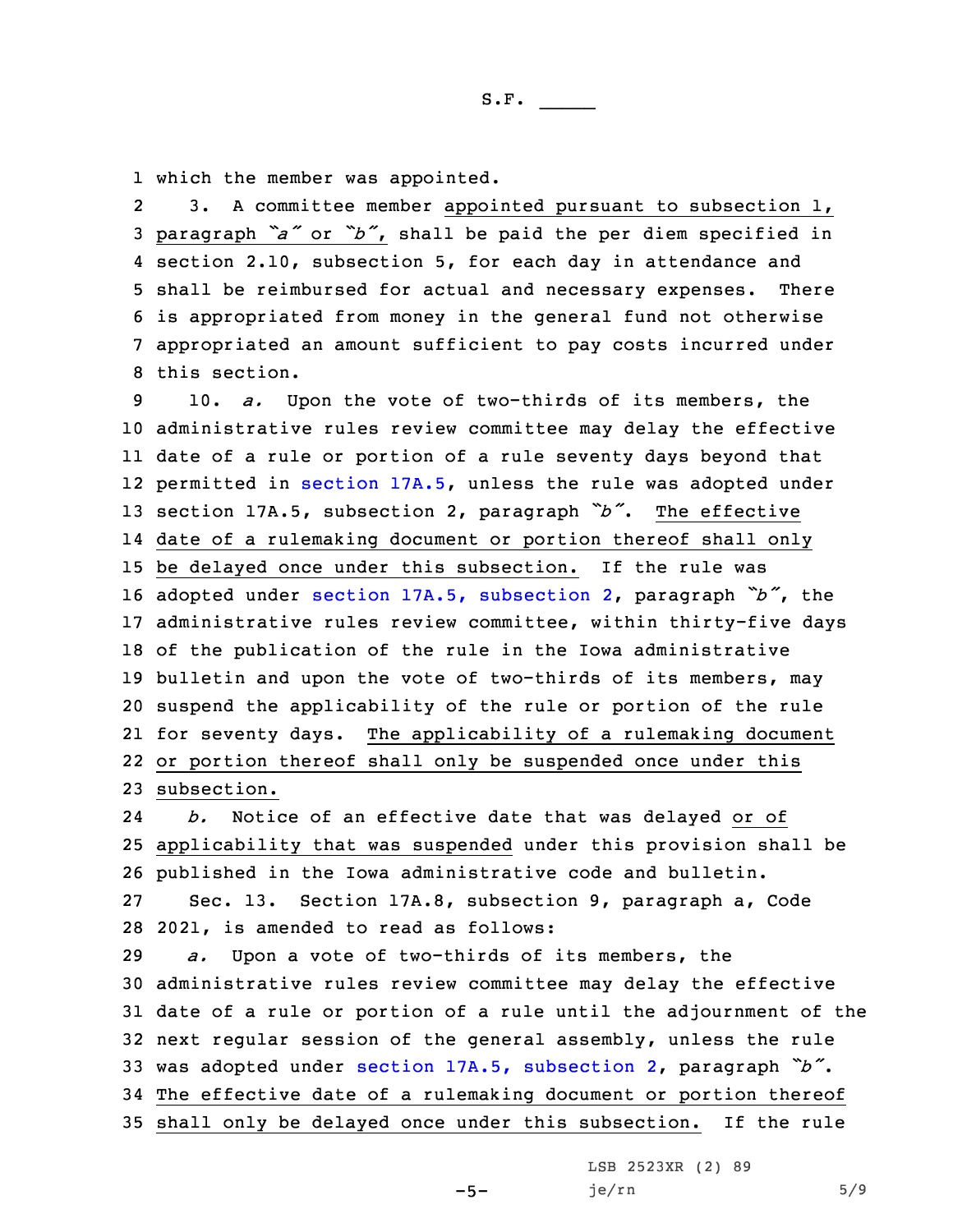which the member was appointed.

3. A committee member appointed pursuant to subsection 1, paragraph "a" or "b", shall be paid the per diem specified in section 2.10, subsection 5, for each day in attendance and shall be reimbursed for actual and necessary expenses. There is appropriated from money in the general fund not otherwise appropriated an amount sufficient to pay costs incurred under this section.

10. *a.* Upon the vote of two-thirds of its members, the administrative rules review committee may delay the effective date of a rule or portion of a rule seventy days beyond that permitted in section 17A.5, unless the rule was adopted under section 17A.5, subsection 2, paragraph "b". The effective date of a rulemaking document or portion thereof shall only be delayed once under this subsection. If the rule was adopted under section 17A.5, subsection 2, paragraph "b", the administrative rules review committee, within thirty-five days of the publication of the rule in the Iowa administrative bulletin and upon the vote of two-thirds of its members, may suspend the applicability of the rule or portion of the rule for seventy days. The applicability of a rulemaking document or portion thereof shall only be suspended once under this subsection.

*b.* Notice of an effective date that was delayed or of applicability that was suspended under this provision shall be published in the Iowa administrative code and bulletin.

Sec. 13. Section 17A.8, subsection 9, paragraph a, Code 2021, is amended to read as follows:

*a.* Upon a vote of two-thirds of its members, the administrative rules review committee may delay the effective date of a rule or portion of a rule until the adjournment of the next regular session of the general assembly, unless the rule was adopted under section 17A.5, subsection 2, paragraph "b". The effective date of a rulemaking document or portion thereof shall only be delayed once under this subsection. If the rule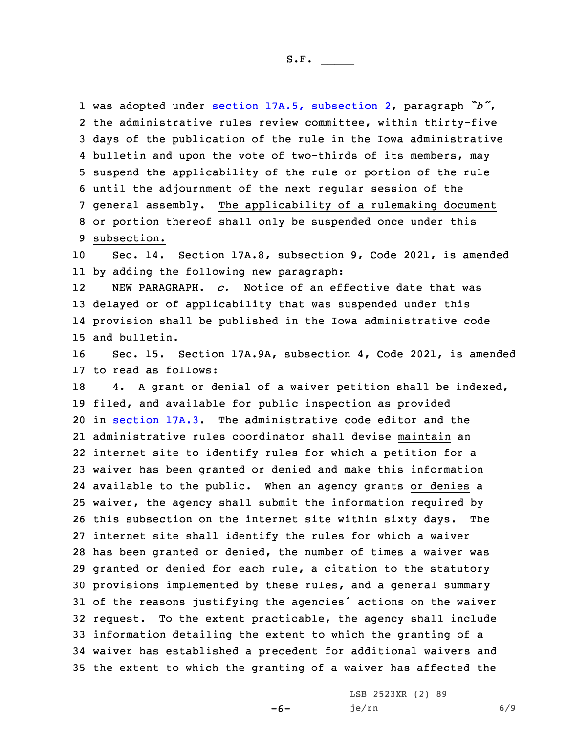was adopted under section 17A.5, subsection 2, paragraph *"b"*, the administrative rules review committee, within thirty-five days of the publication of the rule in the Iowa administrative bulletin and upon the vote of two-thirds of its members, may suspend the applicability of the rule or portion of the rule until the adjournment of the next regular session of the general assembly. <u>The applicability of a rulemaking document or portion thereof shall only be suspended once under this subsection.</u>

Sec. 14. Section 17A.8, subsection 9, Code 2021, is amended by adding the following new paragraph:

<u>NEW PARAGRAPH</u>. *c.* Notice of an effective date that was delayed or of applicability that was suspended under this provision shall be published in the Iowa administrative code and bulletin.

Sec. 15. Section 17A.9A, subsection 4, Code 2021, is amended to read as follows:

4. A grant or denial of a waiver petition shall be indexed, filed, and available for public inspection as provided in section 17A.3. The administrative code editor and the administrative rules coordinator shall ~~devise~~ <u>maintain</u> an internet site to identify rules for which a petition for a waiver has been granted or denied and make this information available to the public. When an agency grants <u>or denies</u> a waiver, the agency shall submit the information required by this subsection on the internet site within sixty days. The internet site shall identify the rules for which a waiver has been granted or denied, the number of times a waiver was granted or denied for each rule, a citation to the statutory provisions implemented by these rules, and a general summary of the reasons justifying the agencies' actions on the waiver request. To the extent practicable, the agency shall include information detailing the extent to which the granting of a waiver has established a precedent for additional waivers and the extent to which the granting of a waiver has affected the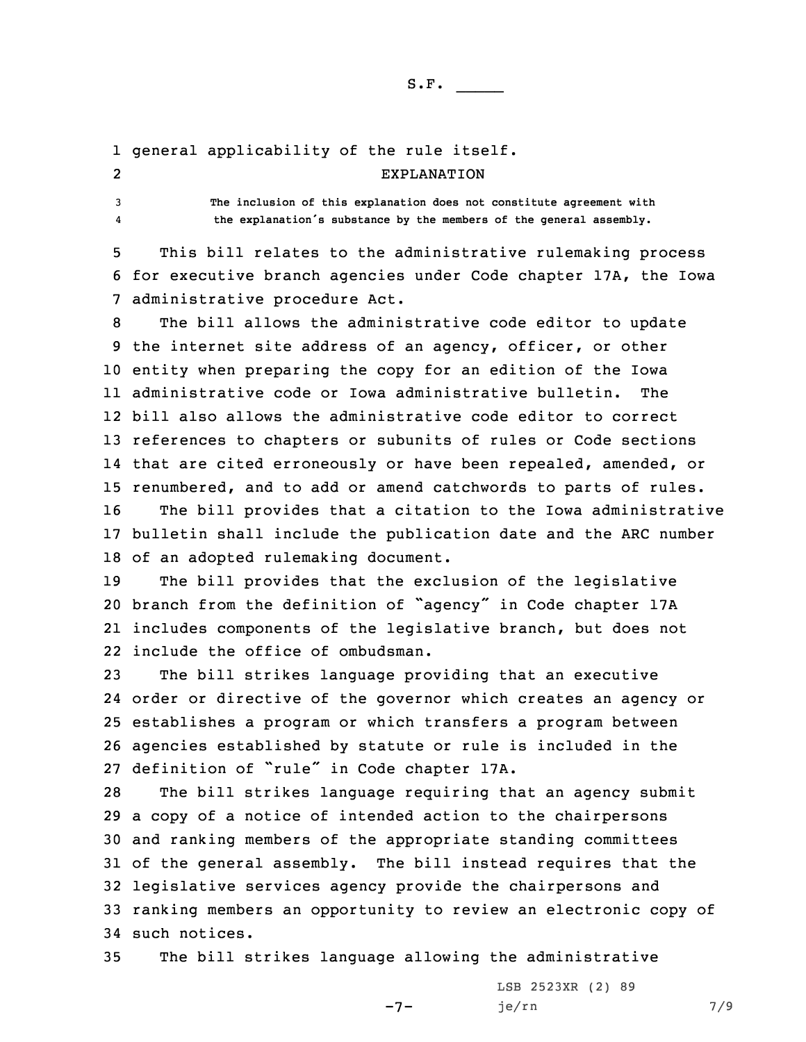general applicability of the rule itself.

EXPLANATION

The inclusion of this explanation does not constitute agreement with the explanation's substance by the members of the general assembly.

This bill relates to the administrative rulemaking process for executive branch agencies under Code chapter 17A, the Iowa administrative procedure Act.

The bill allows the administrative code editor to update the internet site address of an agency, officer, or other entity when preparing the copy for an edition of the Iowa administrative code or Iowa administrative bulletin. The bill also allows the administrative code editor to correct references to chapters or subunits of rules or Code sections that are cited erroneously or have been repealed, amended, or renumbered, and to add or amend catchwords to parts of rules.

The bill provides that a citation to the Iowa administrative bulletin shall include the publication date and the ARC number of an adopted rulemaking document.

The bill provides that the exclusion of the legislative branch from the definition of "agency" in Code chapter 17A includes components of the legislative branch, but does not include the office of ombudsman.

The bill strikes language providing that an executive order or directive of the governor which creates an agency or establishes a program or which transfers a program between agencies established by statute or rule is included in the definition of "rule" in Code chapter 17A.

The bill strikes language requiring that an agency submit a copy of a notice of intended action to the chairpersons and ranking members of the appropriate standing committees of the general assembly. The bill instead requires that the legislative services agency provide the chairpersons and ranking members an opportunity to review an electronic copy of such notices.

The bill strikes language allowing the administrative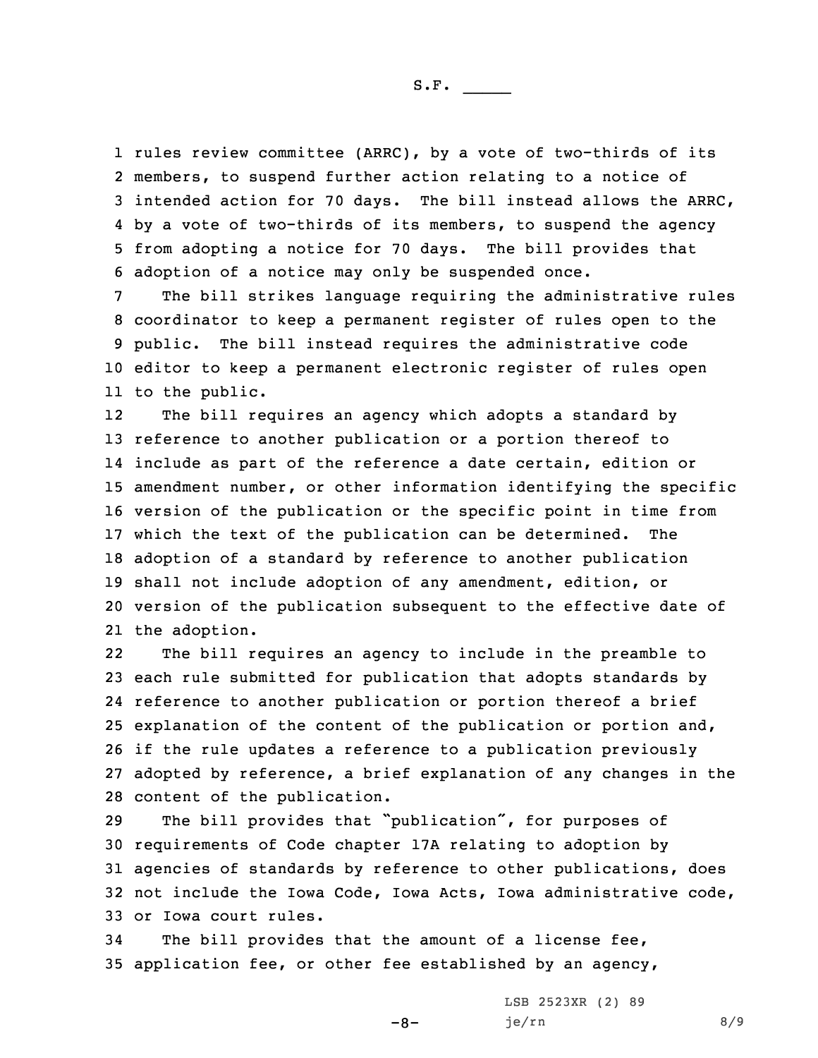rules review committee (ARRC), by a vote of two-thirds of its members, to suspend further action relating to a notice of intended action for 70 days. The bill instead allows the ARRC, by a vote of two-thirds of its members, to suspend the agency from adopting a notice for 70 days. The bill provides that adoption of a notice may only be suspended once.

The bill strikes language requiring the administrative rules coordinator to keep a permanent register of rules open to the public. The bill instead requires the administrative code editor to keep a permanent electronic register of rules open to the public.

The bill requires an agency which adopts a standard by reference to another publication or a portion thereof to include as part of the reference a date certain, edition or amendment number, or other information identifying the specific version of the publication or the specific point in time from which the text of the publication can be determined. The adoption of a standard by reference to another publication shall not include adoption of any amendment, edition, or version of the publication subsequent to the effective date of the adoption.

The bill requires an agency to include in the preamble to each rule submitted for publication that adopts standards by reference to another publication or portion thereof a brief explanation of the content of the publication or portion and, if the rule updates a reference to a publication previously adopted by reference, a brief explanation of any changes in the content of the publication.

The bill provides that "publication", for purposes of requirements of Code chapter 17A relating to adoption by agencies of standards by reference to other publications, does not include the Iowa Code, Iowa Acts, Iowa administrative code, or Iowa court rules.

The bill provides that the amount of a license fee, application fee, or other fee established by an agency,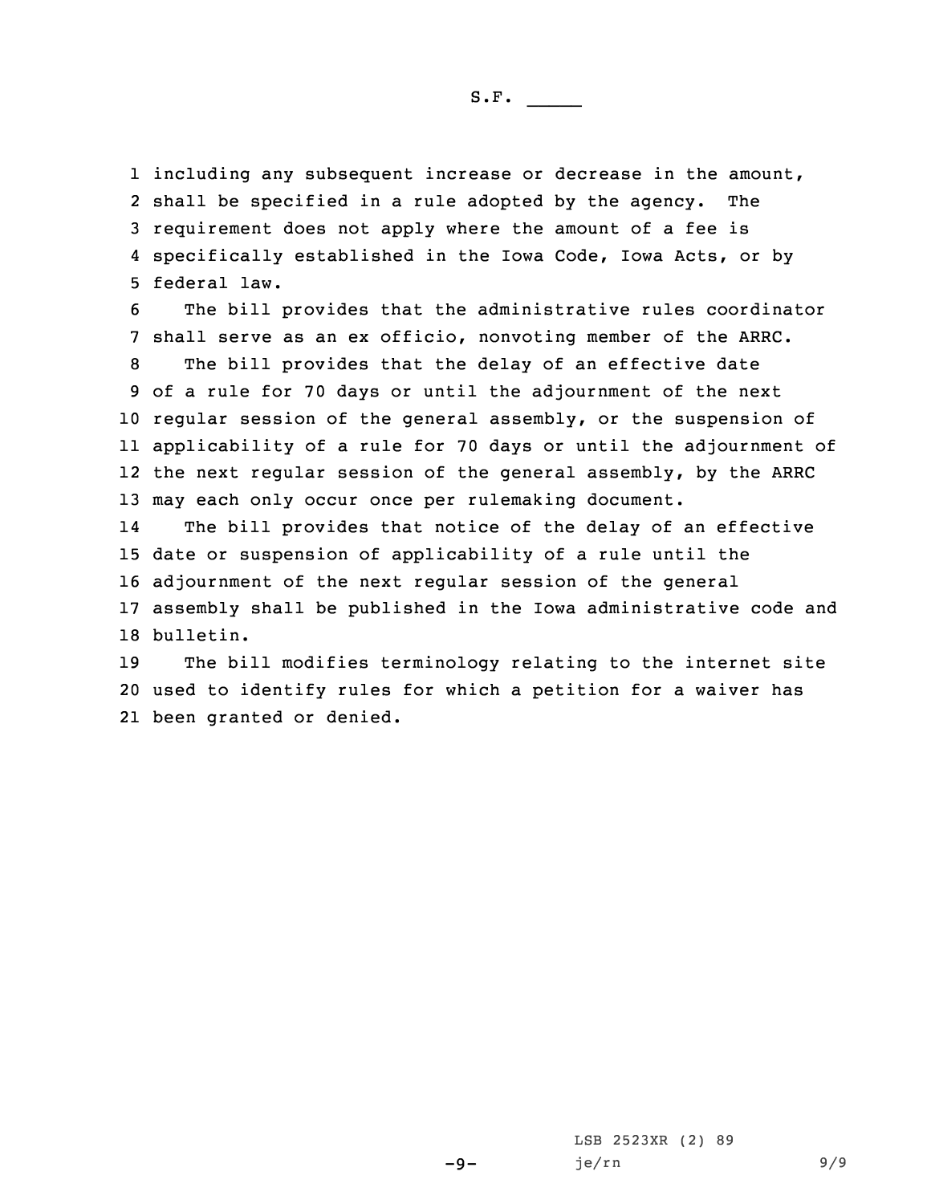including any subsequent increase or decrease in the amount, shall be specified in a rule adopted by the agency. The requirement does not apply where the amount of a fee is specifically established in the Iowa Code, Iowa Acts, or by federal law.

The bill provides that the administrative rules coordinator shall serve as an ex officio, nonvoting member of the ARRC.

The bill provides that the delay of an effective date of a rule for 70 days or until the adjournment of the next regular session of the general assembly, or the suspension of applicability of a rule for 70 days or until the adjournment of the next regular session of the general assembly, by the ARRC may each only occur once per rulemaking document.

The bill provides that notice of the delay of an effective date or suspension of applicability of a rule until the adjournment of the next regular session of the general assembly shall be published in the Iowa administrative code and bulletin.

The bill modifies terminology relating to the internet site used to identify rules for which a petition for a waiver has been granted or denied.